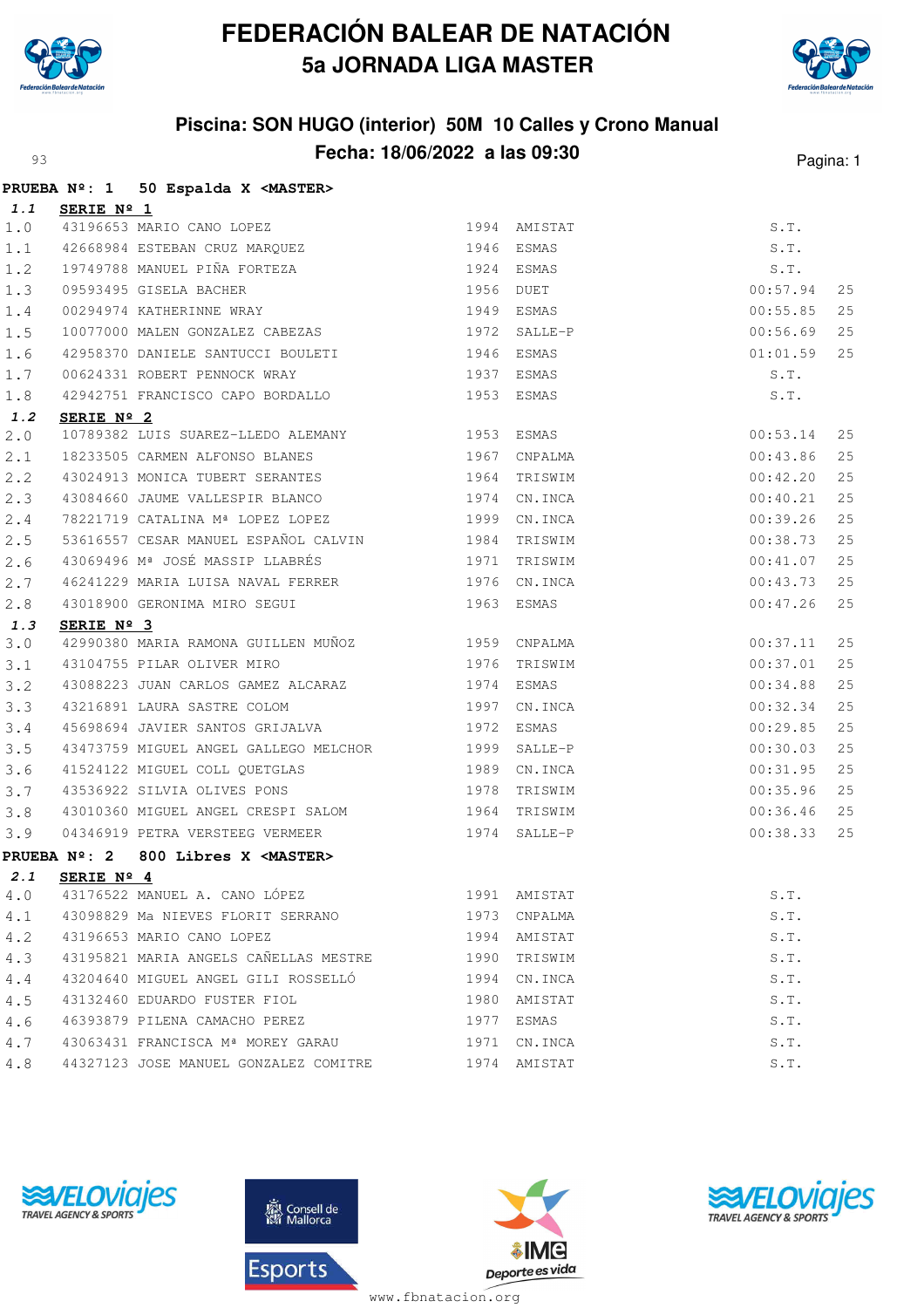# FEDERACIÓN BALEAR DE NATACIÓN

## 5a JORNADA LIGA MASTER

### Piscina: SON HUGO (interior) 50M 10 Calles y Crono Manual

### Fecha: 18/06/2022 a las 09:30

**PRUEBA Nº: 1 50 Espalda X <MASTER>**

***1.1*** **SERIE Nº 1**

| | | | | | | |
|---|---|---|---|---|---|---|
| 1.0 | 43196653 | MARIO CANO LOPEZ | 1994 | AMISTAT | S.T. | |
| 1.1 | 42668984 | ESTEBAN CRUZ MARQUEZ | 1946 | ESMAS | S.T. | |
| 1.2 | 19749788 | MANUEL PIÑA FORTEZA | 1924 | ESMAS | S.T. | |
| 1.3 | 09593495 | GISELA BACHER | 1956 | DUET | 00:57.94 | 25 |
| 1.4 | 00294974 | KATHERINNE WRAY | 1949 | ESMAS | 00:55.85 | 25 |
| 1.5 | 10077000 | MALEN GONZALEZ CABEZAS | 1972 | SALLE-P | 00:56.69 | 25 |
| 1.6 | 42958370 | DANIELE SANTUCCI BOULETI | 1946 | ESMAS | 01:01.59 | 25 |
| 1.7 | 00624331 | ROBERT PENNOCK WRAY | 1937 | ESMAS | S.T. | |
| 1.8 | 42942751 | FRANCISCO CAPO BORDALLO | 1953 | ESMAS | S.T. | |

***1.2*** **SERIE Nº 2**

| | | | | | | |
|---|---|---|---|---|---|---|
| 2.0 | 10789382 | LUIS SUAREZ-LLEDO ALEMANY | 1953 | ESMAS | 00:53.14 | 25 |
| 2.1 | 18233505 | CARMEN ALFONSO BLANES | 1967 | CNPALMA | 00:43.86 | 25 |
| 2.2 | 43024913 | MONICA TUBERT SERANTES | 1964 | TRISWIM | 00:42.20 | 25 |
| 2.3 | 43084660 | JAUME VALLESPIR BLANCO | 1974 | CN.INCA | 00:40.21 | 25 |
| 2.4 | 78221719 | CATALINA Mª LOPEZ LOPEZ | 1999 | CN.INCA | 00:39.26 | 25 |
| 2.5 | 53616557 | CESAR MANUEL ESPAÑOL CALVIN | 1984 | TRISWIM | 00:38.73 | 25 |
| 2.6 | 43069496 | Mª JOSÉ MASSIP LLABRÉS | 1971 | TRISWIM | 00:41.07 | 25 |
| 2.7 | 46241229 | MARIA LUISA NAVAL FERRER | 1976 | CN.INCA | 00:43.73 | 25 |
| 2.8 | 43018900 | GERONIMA MIRO SEGUI | 1963 | ESMAS | 00:47.26 | 25 |

***1.3*** **SERIE Nº 3**

| | | | | | | |
|---|---|---|---|---|---|---|
| 3.0 | 42990380 | MARIA RAMONA GUILLEN MUÑOZ | 1959 | CNPALMA | 00:37.11 | 25 |
| 3.1 | 43104755 | PILAR OLIVER MIRO | 1976 | TRISWIM | 00:37.01 | 25 |
| 3.2 | 43088223 | JUAN CARLOS GAMEZ ALCARAZ | 1974 | ESMAS | 00:34.88 | 25 |
| 3.3 | 43216891 | LAURA SASTRE COLOM | 1997 | CN.INCA | 00:32.34 | 25 |
| 3.4 | 45698694 | JAVIER SANTOS GRIJALVA | 1972 | ESMAS | 00:29.85 | 25 |
| 3.5 | 43473759 | MIGUEL ANGEL GALLEGO MELCHOR | 1999 | SALLE-P | 00:30.03 | 25 |
| 3.6 | 41524122 | MIGUEL COLL QUETGLAS | 1989 | CN.INCA | 00:31.95 | 25 |
| 3.7 | 43536922 | SILVIA OLIVES PONS | 1978 | TRISWIM | 00:35.96 | 25 |
| 3.8 | 43010360 | MIGUEL ANGEL CRESPI SALOM | 1964 | TRISWIM | 00:36.46 | 25 |
| 3.9 | 04346919 | PETRA VERSTEEG VERMEER | 1974 | SALLE-P | 00:38.33 | 25 |

**PRUEBA Nº: 2 800 Libres X <MASTER>**

***2.1*** **SERIE Nº 4**

| | | | | | |
|---|---|---|---|---|---|
| 4.0 | 43176522 | MANUEL A. CANO LÓPEZ | 1991 | AMISTAT | S.T. |
| 4.1 | 43098829 | Ma NIEVES FLORIT SERRANO | 1973 | CNPALMA | S.T. |
| 4.2 | 43196653 | MARIO CANO LOPEZ | 1994 | AMISTAT | S.T. |
| 4.3 | 43195821 | MARIA ANGELS CAÑELLAS MESTRE | 1990 | TRISWIM | S.T. |
| 4.4 | 43204640 | MIGUEL ANGEL GILI ROSSELLÓ | 1994 | CN.INCA | S.T. |
| 4.5 | 43132460 | EDUARDO FUSTER FIOL | 1980 | AMISTAT | S.T. |
| 4.6 | 46393879 | PILENA CAMACHO PEREZ | 1977 | ESMAS | S.T. |
| 4.7 | 43063431 | FRANCISCA Mª MOREY GARAU | 1971 | CN.INCA | S.T. |
| 4.8 | 44327123 | JOSE MANUEL GONZALEZ COMITRE | 1974 | AMISTAT | S.T. |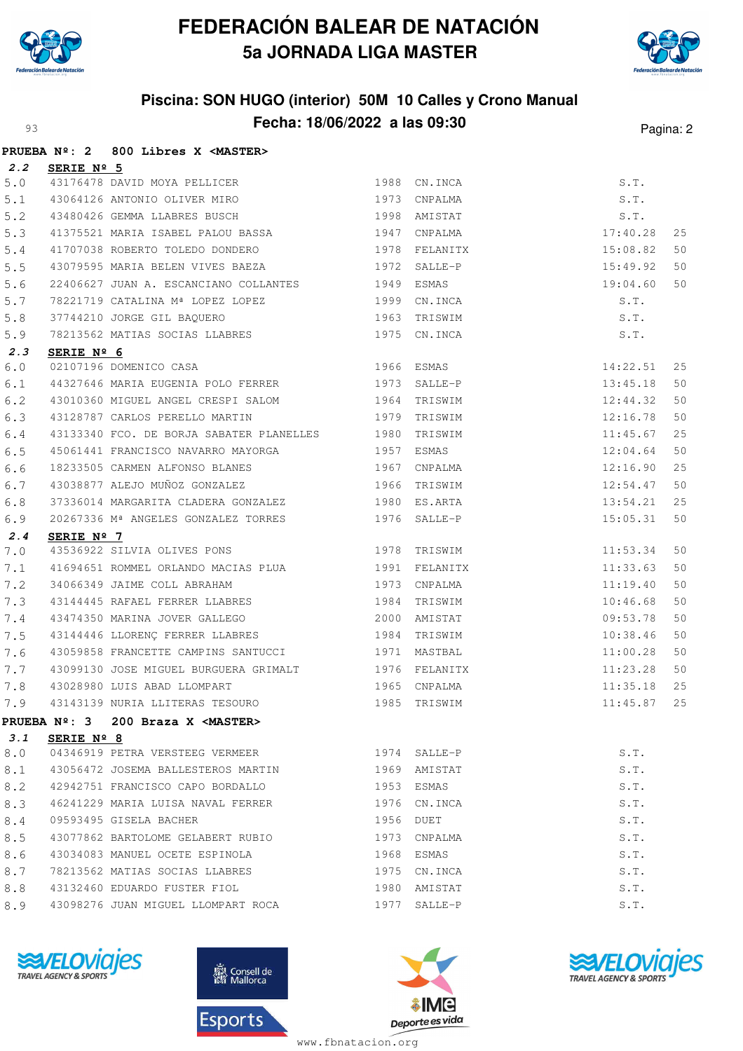# FEDERACIÓN BALEAR DE NATACIÓN
## 5a JORNADA LIGA MASTER

### Piscina: SON HUGO (interior) 50M 10 Calles y Crono Manual
### Fecha: 18/06/2022 a las 09:30

**PRUEBA Nº: 2 800 Libres X <MASTER>**

**2.2 SERIE Nº 5**

| | | | | | | |
|---|---|---|---|---|---|---|
| 5.0 | 43176478 | DAVID MOYA PELLICER | 1988 | CN.INCA | S.T. | |
| 5.1 | 43064126 | ANTONIO OLIVER MIRO | 1973 | CNPALMA | S.T. | |
| 5.2 | 43480426 | GEMMA LLABRES BUSCH | 1998 | AMISTAT | S.T. | |
| 5.3 | 41375521 | MARIA ISABEL PALOU BASSA | 1947 | CNPALMA | 17:40.28 | 25 |
| 5.4 | 41707038 | ROBERTO TOLEDO DONDERO | 1978 | FELANITX | 15:08.82 | 50 |
| 5.5 | 43079595 | MARIA BELEN VIVES BAEZA | 1972 | SALLE-P | 15:49.92 | 50 |
| 5.6 | 22406627 | JUAN A. ESCANCIANO COLLANTES | 1949 | ESMAS | 19:04.60 | 50 |
| 5.7 | 78221719 | CATALINA Mª LOPEZ LOPEZ | 1999 | CN.INCA | S.T. | |
| 5.8 | 37744210 | JORGE GIL BAQUERO | 1963 | TRISWIM | S.T. | |
| 5.9 | 78213562 | MATIAS SOCIAS LLABRES | 1975 | CN.INCA | S.T. | |

**2.3 SERIE Nº 6**

| | | | | | | |
|---|---|---|---|---|---|---|
| 6.0 | 02107196 | DOMENICO CASA | 1966 | ESMAS | 14:22.51 | 25 |
| 6.1 | 44327646 | MARIA EUGENIA POLO FERRER | 1973 | SALLE-P | 13:45.18 | 50 |
| 6.2 | 43010360 | MIGUEL ANGEL CRESPI SALOM | 1964 | TRISWIM | 12:44.32 | 50 |
| 6.3 | 43128787 | CARLOS PERELLO MARTIN | 1979 | TRISWIM | 12:16.78 | 50 |
| 6.4 | 43133340 | FCO. DE BORJA SABATER PLANELLES | 1980 | TRISWIM | 11:45.67 | 25 |
| 6.5 | 45061441 | FRANCISCO NAVARRO MAYORGA | 1957 | ESMAS | 12:04.64 | 50 |
| 6.6 | 18233505 | CARMEN ALFONSO BLANES | 1967 | CNPALMA | 12:16.90 | 25 |
| 6.7 | 43038877 | ALEJO MUÑOZ GONZALEZ | 1966 | TRISWIM | 12:54.47 | 50 |
| 6.8 | 37336014 | MARGARITA CLADERA GONZALEZ | 1980 | ES.ARTA | 13:54.21 | 25 |
| 6.9 | 20267336 | Mª ANGELES GONZALEZ TORRES | 1976 | SALLE-P | 15:05.31 | 50 |

**2.4 SERIE Nº 7**

| | | | | | | |
|---|---|---|---|---|---|---|
| 7.0 | 43536922 | SILVIA OLIVES PONS | 1978 | TRISWIM | 11:53.34 | 50 |
| 7.1 | 41694651 | ROMMEL ORLANDO MACIAS PLUA | 1991 | FELANITX | 11:33.63 | 50 |
| 7.2 | 34066349 | JAIME COLL ABRAHAM | 1973 | CNPALMA | 11:19.40 | 50 |
| 7.3 | 43144445 | RAFAEL FERRER LLABRES | 1984 | TRISWIM | 10:46.68 | 50 |
| 7.4 | 43474350 | MARINA JOVER GALLEGO | 2000 | AMISTAT | 09:53.78 | 50 |
| 7.5 | 43144446 | LLORENÇ FERRER LLABRES | 1984 | TRISWIM | 10:38.46 | 50 |
| 7.6 | 43059858 | FRANCETTE CAMPINS SANTUCCI | 1971 | MASTBAL | 11:00.28 | 50 |
| 7.7 | 43099130 | JOSE MIGUEL BURGUERA GRIMALT | 1976 | FELANITX | 11:23.28 | 50 |
| 7.8 | 43028980 | LUIS ABAD LLOMPART | 1965 | CNPALMA | 11:35.18 | 25 |
| 7.9 | 43143139 | NURIA LLITERAS TESOURO | 1985 | TRISWIM | 11:45.87 | 25 |

**PRUEBA Nº: 3 200 Braza X <MASTER>**

**3.1 SERIE Nº 8**

| | | | | | | |
|---|---|---|---|---|---|---|
| 8.0 | 04346919 | PETRA VERSTEEG VERMEER | 1974 | SALLE-P | S.T. | |
| 8.1 | 43056472 | JOSEMA BALLESTEROS MARTIN | 1969 | AMISTAT | S.T. | |
| 8.2 | 42942751 | FRANCISCO CAPO BORDALLO | 1953 | ESMAS | S.T. | |
| 8.3 | 46241229 | MARIA LUISA NAVAL FERRER | 1976 | CN.INCA | S.T. | |
| 8.4 | 09593495 | GISELA BACHER | 1956 | DUET | S.T. | |
| 8.5 | 43077862 | BARTOLOME GELABERT RUBIO | 1973 | CNPALMA | S.T. | |
| 8.6 | 43034083 | MANUEL OCETE ESPINOLA | 1968 | ESMAS | S.T. | |
| 8.7 | 78213562 | MATIAS SOCIAS LLABRES | 1975 | CN.INCA | S.T. | |
| 8.8 | 43132460 | EDUARDO FUSTER FIOL | 1980 | AMISTAT | S.T. | |
| 8.9 | 43098276 | JUAN MIGUEL LLOMPART ROCA | 1977 | SALLE-P | S.T. | |

www.fbnatacion.org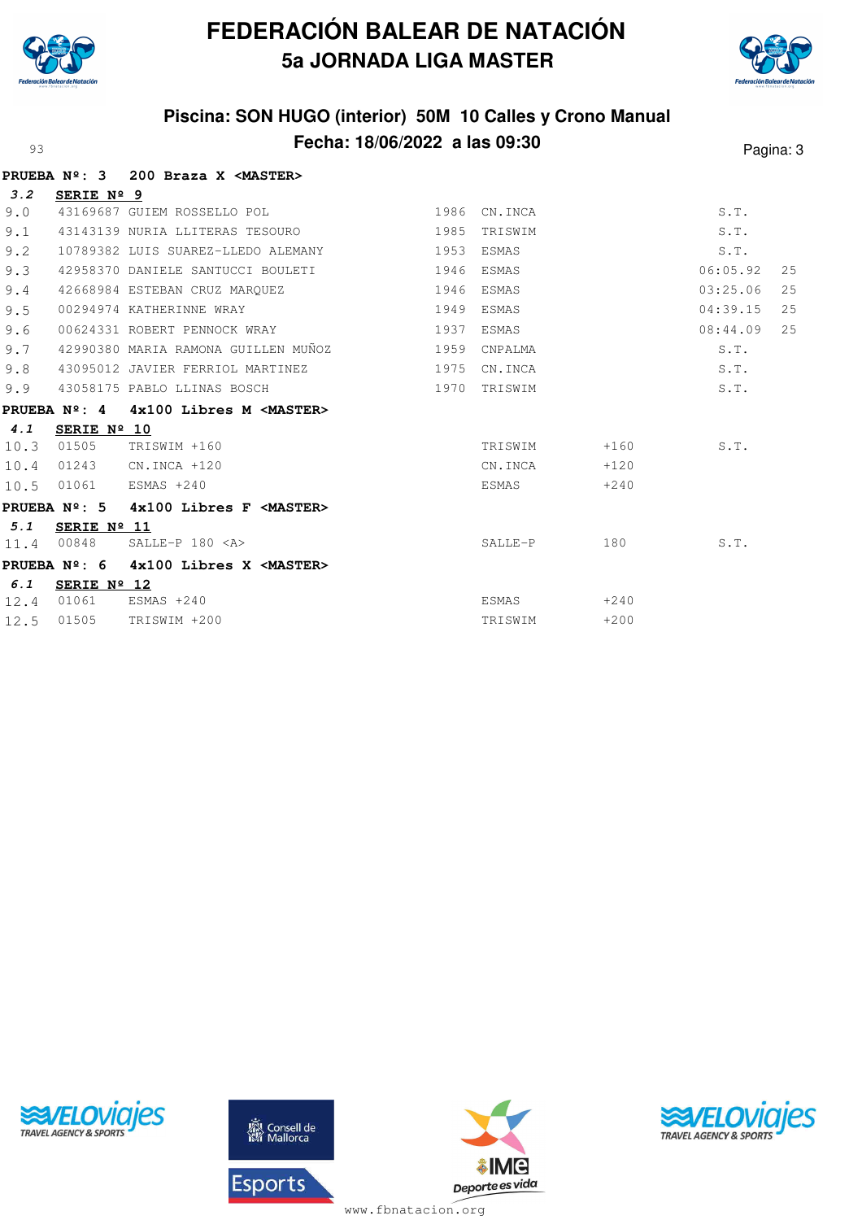# FEDERACIÓN BALEAR DE NATACIÓN

## 5a JORNADA LIGA MASTER

### Piscina: SON HUGO (interior) 50M 10 Calles y Crono Manual

### Fecha: 18/06/2022 a las 09:30

**PRUEBA Nº: 3 200 Braza X <MASTER>**

**3.2 SERIE Nº 9**

| | | | | | | | |
|---|---|---|---|---|---|---|---|
| 9.0 | 43169687 | GUIEM ROSSELLO POL | 1986 | CN.INCA | | S.T. | |
| 9.1 | 43143139 | NURIA LLITERAS TESOURO | 1985 | TRISWIM | | S.T. | |
| 9.2 | 10789382 | LUIS SUAREZ-LLEDO ALEMANY | 1953 | ESMAS | | S.T. | |
| 9.3 | 42958370 | DANIELE SANTUCCI BOULETI | 1946 | ESMAS | | 06:05.92 | 25 |
| 9.4 | 42668984 | ESTEBAN CRUZ MARQUEZ | 1946 | ESMAS | | 03:25.06 | 25 |
| 9.5 | 00294974 | KATHERINNE WRAY | 1949 | ESMAS | | 04:39.15 | 25 |
| 9.6 | 00624331 | ROBERT PENNOCK WRAY | 1937 | ESMAS | | 08:44.09 | 25 |
| 9.7 | 42990380 | MARIA RAMONA GUILLEN MUÑOZ | 1959 | CNPALMA | | S.T. | |
| 9.8 | 43095012 | JAVIER FERRIOL MARTINEZ | 1975 | CN.INCA | | S.T. | |
| 9.9 | 43058175 | PABLO LLINAS BOSCH | 1970 | TRISWIM | | S.T. | |

**PRUEBA Nº: 4 4x100 Libres M <MASTER>**

**4.1 SERIE Nº 10**

| | | | | | |
|---|---|---|---|---|---|
| 10.3 | 01505 | TRISWIM +160 | TRISWIM | +160 | S.T. |
| 10.4 | 01243 | CN.INCA +120 | CN.INCA | +120 | |
| 10.5 | 01061 | ESMAS +240 | ESMAS | +240 | |

**PRUEBA Nº: 5 4x100 Libres F <MASTER>**

**5.1 SERIE Nº 11**

| | | | | | |
|---|---|---|---|---|---|
| 11.4 | 00848 | SALLE-P 180 <A> | SALLE-P | 180 | S.T. |

**PRUEBA Nº: 6 4x100 Libres X <MASTER>**

**6.1 SERIE Nº 12**

| | | | | | |
|---|---|---|---|---|---|
| 12.4 | 01061 | ESMAS +240 | ESMAS | +240 | |
| 12.5 | 01505 | TRISWIM +200 | TRISWIM | +200 | |